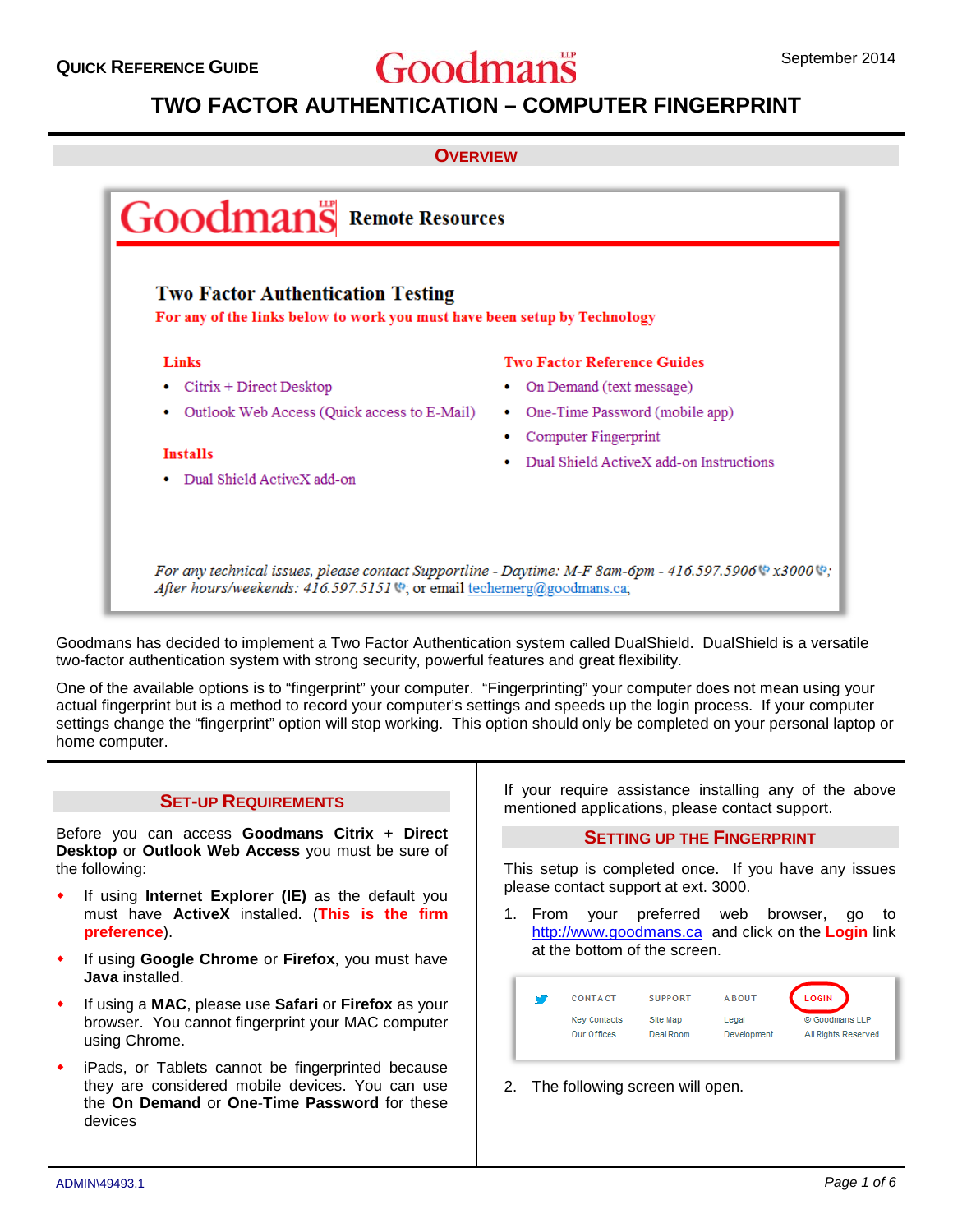**QUICK REFERENCE GUIDE** — Goodmans LLP — September 2014

# TWO FACTOR AUTHENTICATION – COMPUTER FINGERPRINT

## OVERVIEW

**Goodmans LLP Remote Resources**

**Two Factor Authentication Testing**

**For any of the links below to work you must have been setup by Technology**

**Links**

- Citrix + Direct Desktop
- Outlook Web Access (Quick access to E-Mail)

**Installs**

- Dual Shield ActiveX add-on

**Two Factor Reference Guides**

- On Demand (text message)
- One-Time Password (mobile app)
- Computer Fingerprint
- Dual Shield ActiveX add-on Instructions

*For any technical issues, please contact Supportline - Daytime: M-F 8am-6pm - 416.597.5906 x3000; After hours/weekends: 416.597.5151*; or email techemerg@goodmans.ca;

Goodmans has decided to implement a Two Factor Authentication system called DualShield. DualShield is a versatile two-factor authentication system with strong security, powerful features and great flexibility.

One of the available options is to "fingerprint" your computer. "Fingerprinting" your computer does not mean using your actual fingerprint but is a method to record your computer's settings and speeds up the login process. If your computer settings change the "fingerprint" option will stop working. This option should only be completed on your personal laptop or home computer.

## SET-UP REQUIREMENTS

Before you can access **Goodmans Citrix + Direct Desktop** or **Outlook Web Access** you must be sure of the following:

- If using **Internet Explorer (IE)** as the default you must have **ActiveX** installed. (**This is the firm preference**).
- If using **Google Chrome** or **Firefox**, you must have **Java** installed.
- If using a **MAC**, please use **Safari** or **Firefox** as your browser. You cannot fingerprint your MAC computer using Chrome.
- iPads, or Tablets cannot be fingerprinted because they are considered mobile devices. You can use the **On Demand** or **One-Time Password** for these devices

If your require assistance installing any of the above mentioned applications, please contact support.

## SETTING UP THE FINGERPRINT

This setup is completed once. If you have any issues please contact support at ext. 3000.

1. From your preferred web browser, go to http://www.goodmans.ca and click on the **Login** link at the bottom of the screen.

   | CONTACT | SUPPORT | ABOUT | LOGIN |
   |---|---|---|---|
   | Key Contacts | Site Map | Legal | © Goodmans LLP |
   | Our Offices | Deal Room | Development | All Rights Reserved |

2. The following screen will open.

ADMIN\49493.1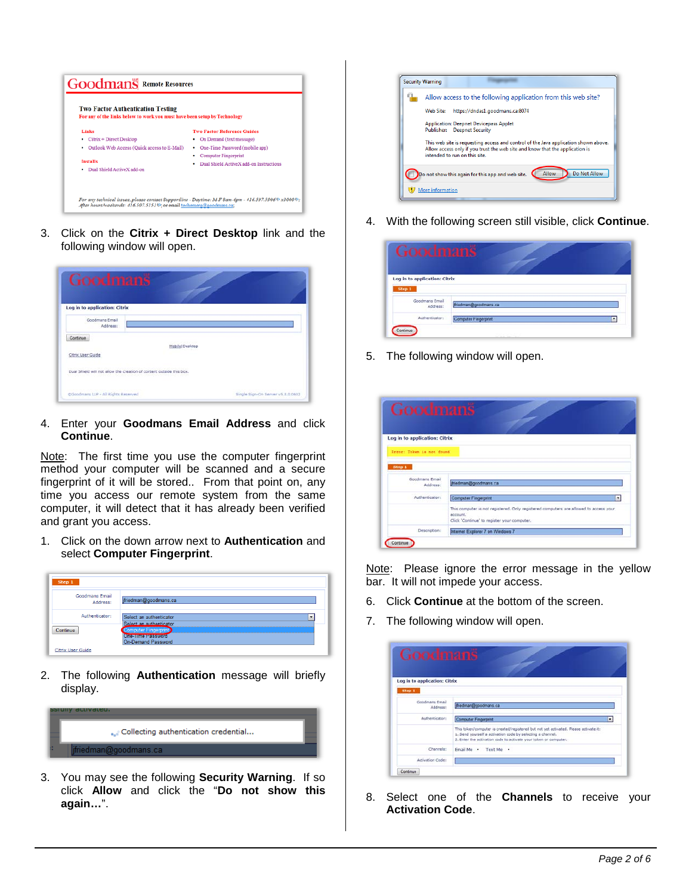3. Click on the **Citrix + Direct Desktop** link and the following window will open.

4. Enter your **Goodmans Email Address** and click **Continue**.

Note: The first time you use the computer fingerprint method your computer will be scanned and a secure fingerprint of it will be stored.. From that point on, any time you access our remote system from the same computer, it will detect that it has already been verified and grant you access.

1. Click on the down arrow next to **Authentication** and select **Computer Fingerprint**.

2. The following **Authentication** message will briefly display.

3. You may see the following **Security Warning**. If so click **Allow** and click the "**Do not show this again…**".

4. With the following screen still visible, click **Continue**.

5. The following window will open.

Note: Please ignore the error message in the yellow bar. It will not impede your access.

6. Click **Continue** at the bottom of the screen.

7. The following window will open.

8. Select one of the **Channels** to receive your **Activation Code**.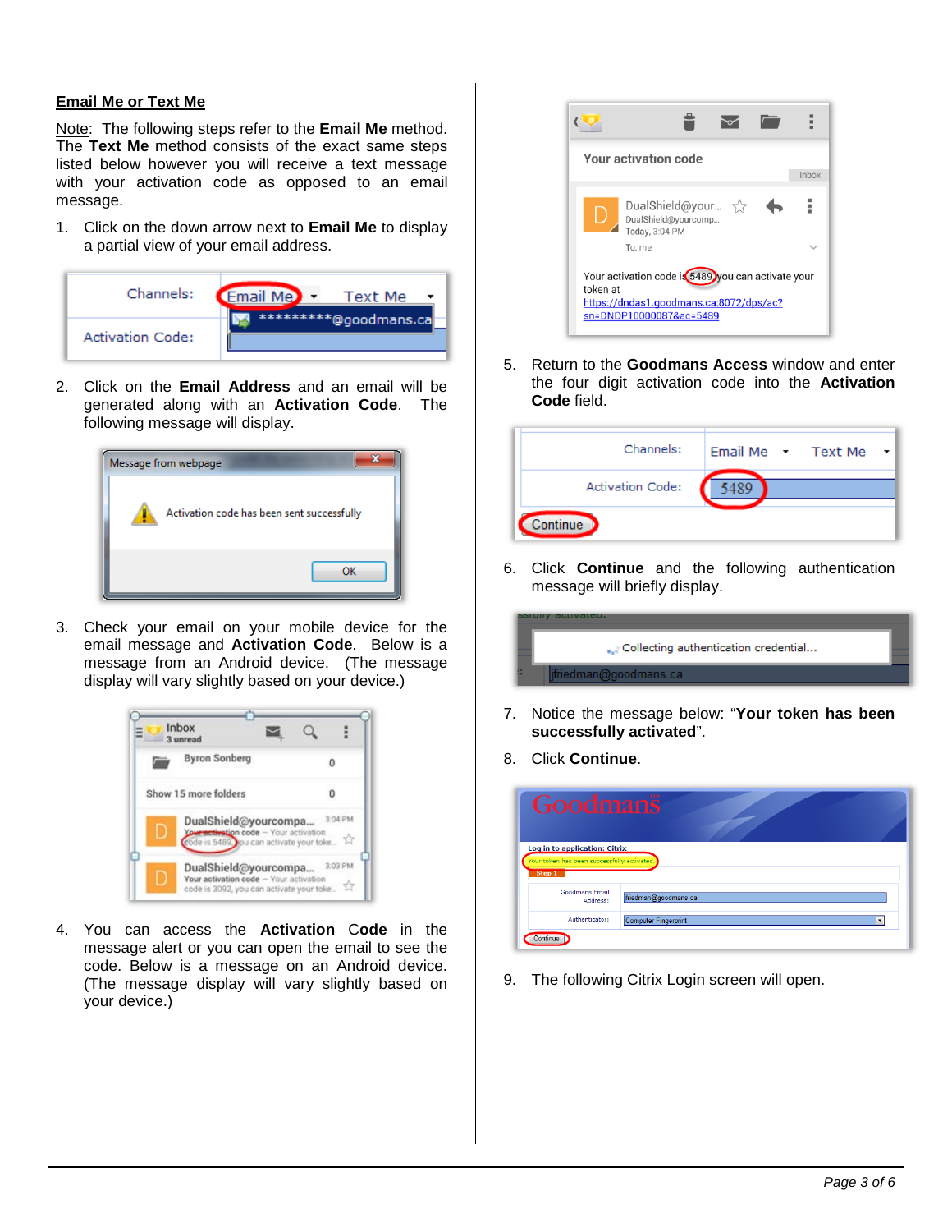## Email Me or Text Me

Note: The following steps refer to the **Email Me** method. The **Text Me** method consists of the exact same steps listed below however you will receive a text message with your activation code as opposed to an email message.

1. Click on the down arrow next to **Email Me** to display a partial view of your email address.

2. Click on the **Email Address** and an email will be generated along with an **Activation Code**. The following message will display.

3. Check your email on your mobile device for the email message and **Activation Code**. Below is a message from an Android device. (The message display will vary slightly based on your device.)

4. You can access the **Activation Code** in the message alert or you can open the email to see the code. Below is a message on an Android device. (The message display will vary slightly based on your device.)

5. Return to the **Goodmans Access** window and enter the four digit activation code into the **Activation Code** field.

6. Click **Continue** and the following authentication message will briefly display.

7. Notice the message below: "**Your token has been successfully activated**".

8. Click **Continue**.

9. The following Citrix Login screen will open.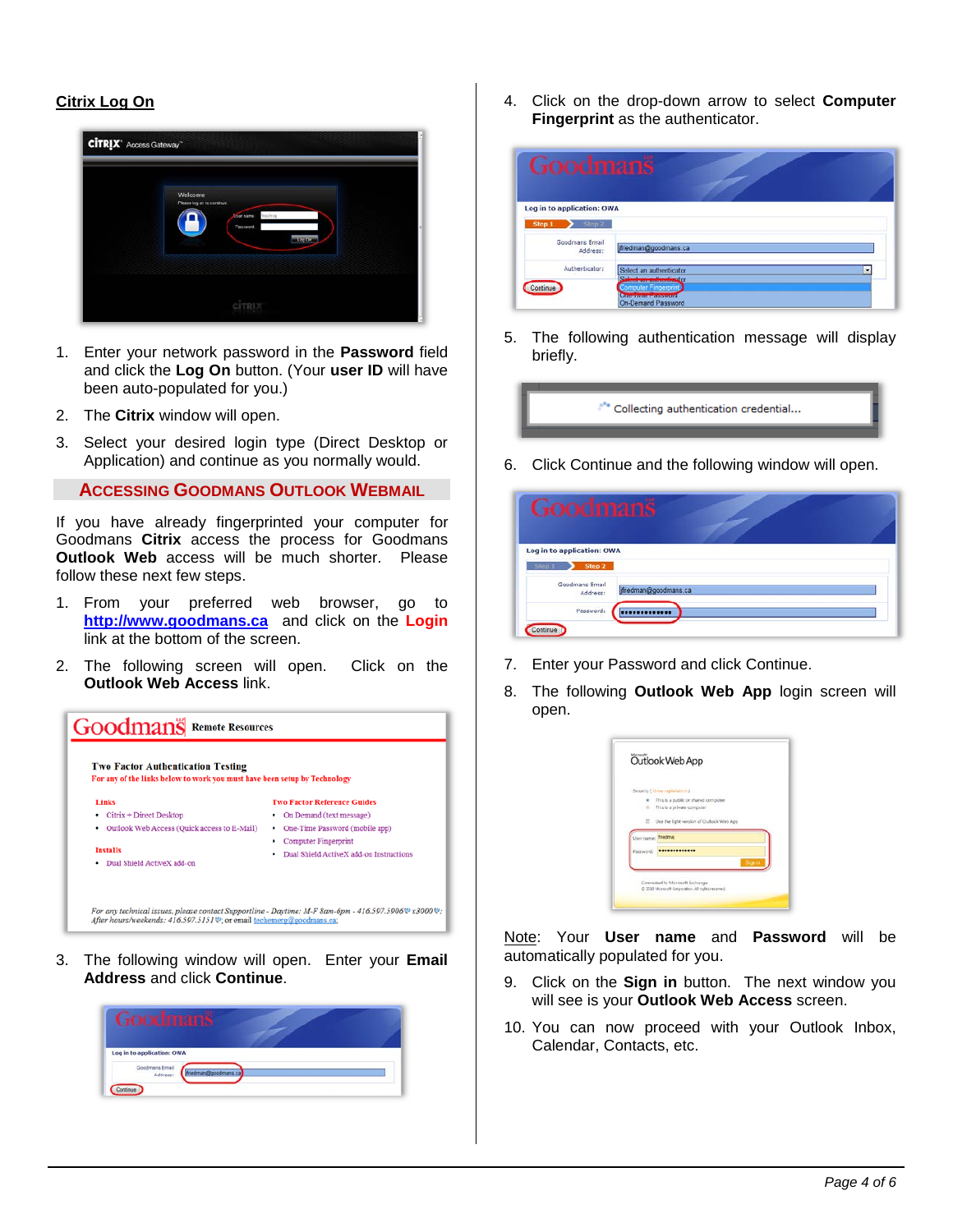## Citrix Log On

1. Enter your network password in the **Password** field and click the **Log On** button. (Your **user ID** will have been auto-populated for you.)
2. The **Citrix** window will open.
3. Select your desired login type (Direct Desktop or Application) and continue as you normally would.

## Accessing Goodmans Outlook Webmail

If you have already fingerprinted your computer for Goodmans **Citrix** access the process for Goodmans **Outlook Web** access will be much shorter. Please follow these next few steps.

1. From your preferred web browser, go to **http://www.goodmans.ca** and click on the **Login** link at the bottom of the screen.
2. The following screen will open. Click on the **Outlook Web Access** link.
3. The following window will open. Enter your **Email Address** and click **Continue**.
4. Click on the drop-down arrow to select **Computer Fingerprint** as the authenticator.
5. The following authentication message will display briefly.
6. Click Continue and the following window will open.
7. Enter your Password and click Continue.
8. The following **Outlook Web App** login screen will open.

Note: Your **User name** and **Password** will be automatically populated for you.

9. Click on the **Sign in** button. The next window you will see is your **Outlook Web Access** screen.
10. You can now proceed with your Outlook Inbox, Calendar, Contacts, etc.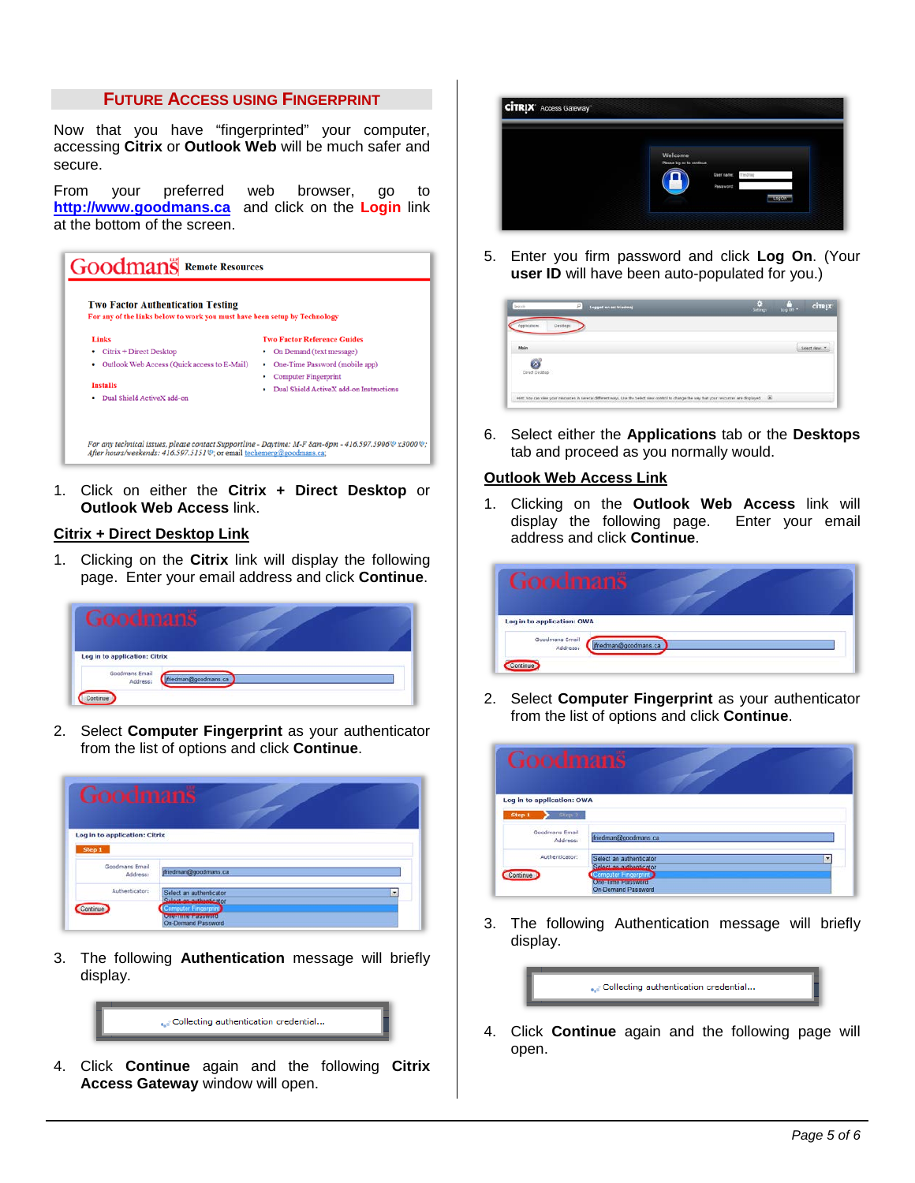## FUTURE ACCESS USING FINGERPRINT

Now that you have "fingerprinted" your computer, accessing **Citrix** or **Outlook Web** will be much safer and secure.

From your preferred web browser, go to http://www.goodmans.ca and click on the **Login** link at the bottom of the screen.

1. Click on either the **Citrix + Direct Desktop** or **Outlook Web Access** link.

### Citrix + Direct Desktop Link

1. Clicking on the **Citrix** link will display the following page. Enter your email address and click **Continue**.
2. Select **Computer Fingerprint** as your authenticator from the list of options and click **Continue**.
3. The following **Authentication** message will briefly display.
4. Click **Continue** again and the following **Citrix Access Gateway** window will open.
5. Enter you firm password and click **Log On**. (Your **user ID** will have been auto-populated for you.)
6. Select either the **Applications** tab or the **Desktops** tab and proceed as you normally would.

### Outlook Web Access Link

1. Clicking on the **Outlook Web Access** link will display the following page. Enter your email address and click **Continue**.
2. Select **Computer Fingerprint** as your authenticator from the list of options and click **Continue**.
3. The following Authentication message will briefly display.
4. Click **Continue** again and the following page will open.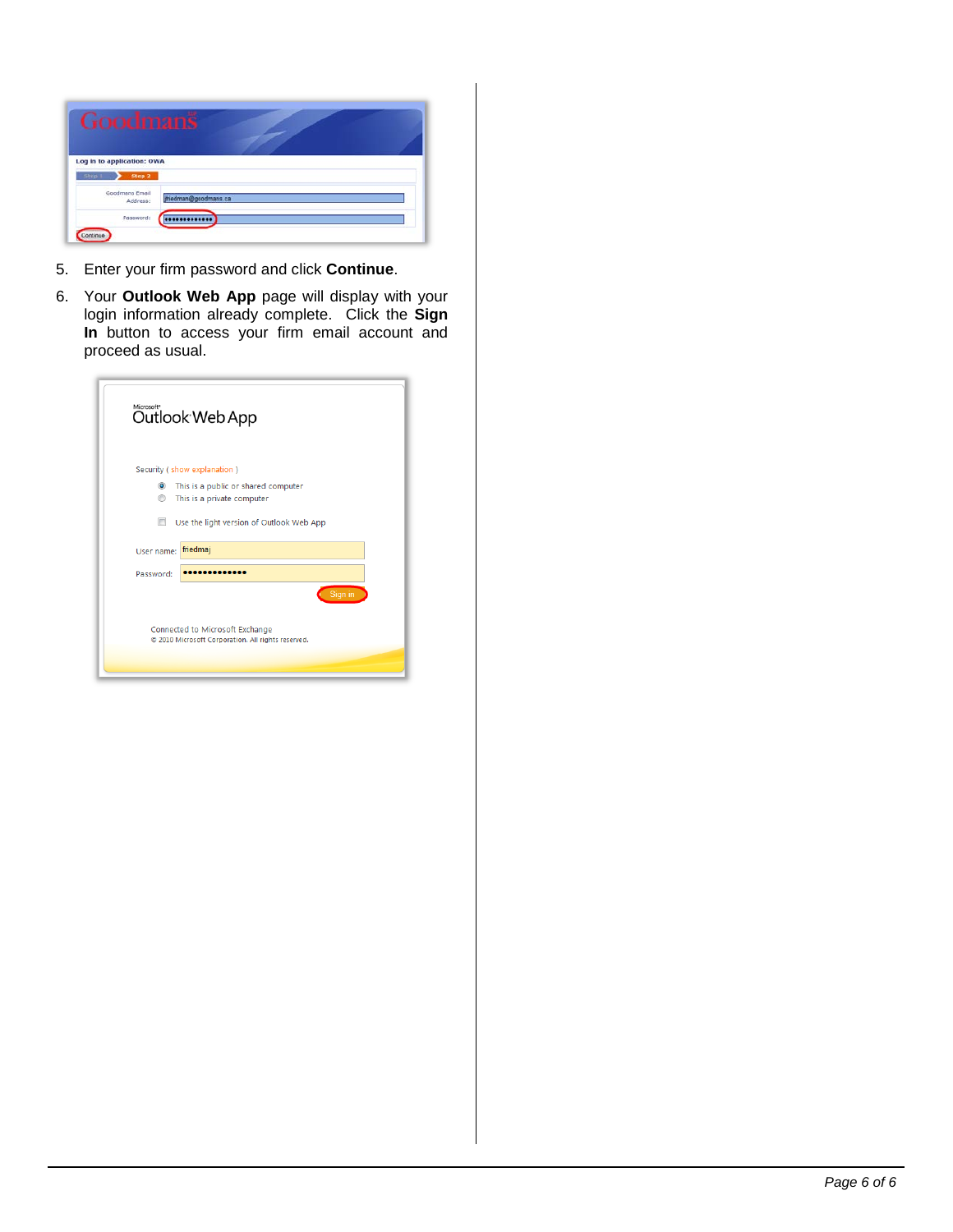5. Enter your firm password and click **Continue**.

6. Your **Outlook Web App** page will display with your login information already complete. Click the **Sign In** button to access your firm email account and proceed as usual.